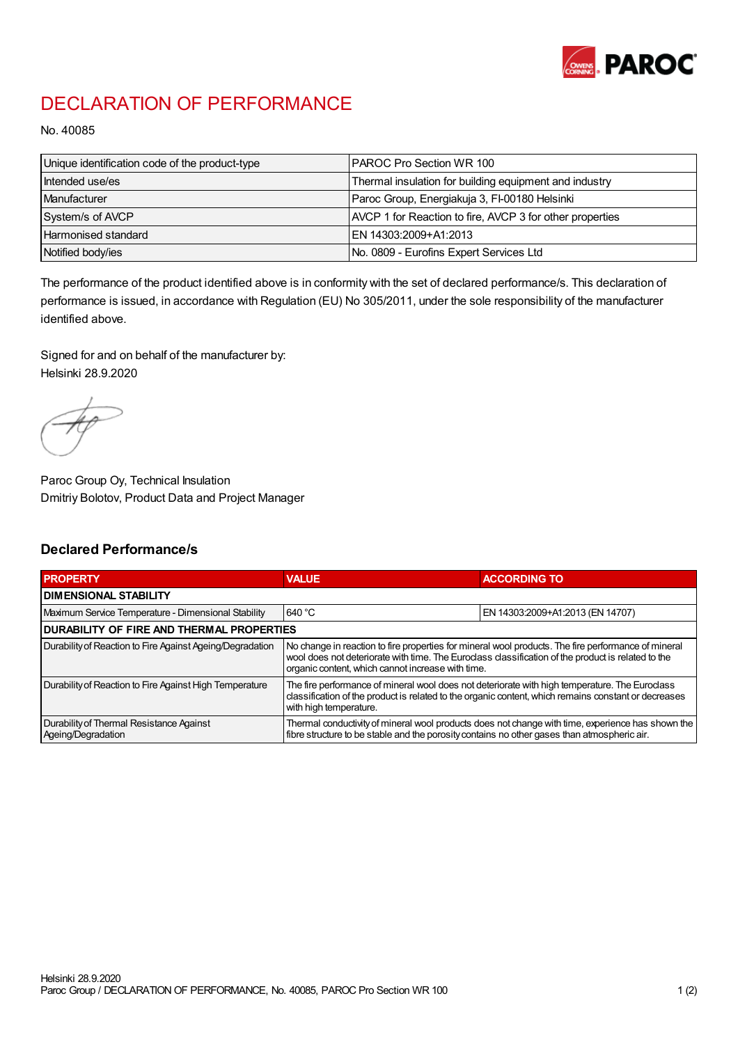# DECLARATION OF PERFORMANCE

No. 40085

| Unique identification code of the product-type | PAROC Pro Section WR 100 |
|---|---|
| Intended use/es | Thermal insulation for building equipment and industry |
| Manufacturer | Paroc Group, Energiakuja 3, FI-00180 Helsinki |
| System/s of AVCP | AVCP 1 for Reaction to fire, AVCP 3 for other properties |
| Harmonised standard | EN 14303:2009+A1:2013 |
| Notified body/ies | No. 0809 - Eurofins Expert Services Ltd |

The performance of the product identified above is in conformity with the set of declared performance/s. This declaration of performance is issued, in accordance with Regulation (EU) No 305/2011, under the sole responsibility of the manufacturer identified above.

Signed for and on behalf of the manufacturer by:
Helsinki 28.9.2020

Paroc Group Oy, Technical Insulation
Dmitriy Bolotov, Product Data and Project Manager

## Declared Performance/s

| PROPERTY | VALUE | ACCORDING TO |
|---|---|---|
| **DIMENSIONAL STABILITY** | | |
| Maximum Service Temperature - Dimensional Stability | 640 °C | EN 14303:2009+A1:2013 (EN 14707) |
| **DURABILITY OF FIRE AND THERMAL PROPERTIES** | | |
| Durability of Reaction to Fire Against Ageing/Degradation | No change in reaction to fire properties for mineral wool products. The fire performance of mineral wool does not deteriorate with time. The Euroclass classification of the product is related to the organic content, which cannot increase with time. | |
| Durability of Reaction to Fire Against High Temperature | The fire performance of mineral wool does not deteriorate with high temperature. The Euroclass classification of the product is related to the organic content, which remains constant or decreases with high temperature. | |
| Durability of Thermal Resistance Against Ageing/Degradation | Thermal conductivity of mineral wool products does not change with time, experience has shown the fibre structure to be stable and the porosity contains no other gases than atmospheric air. | |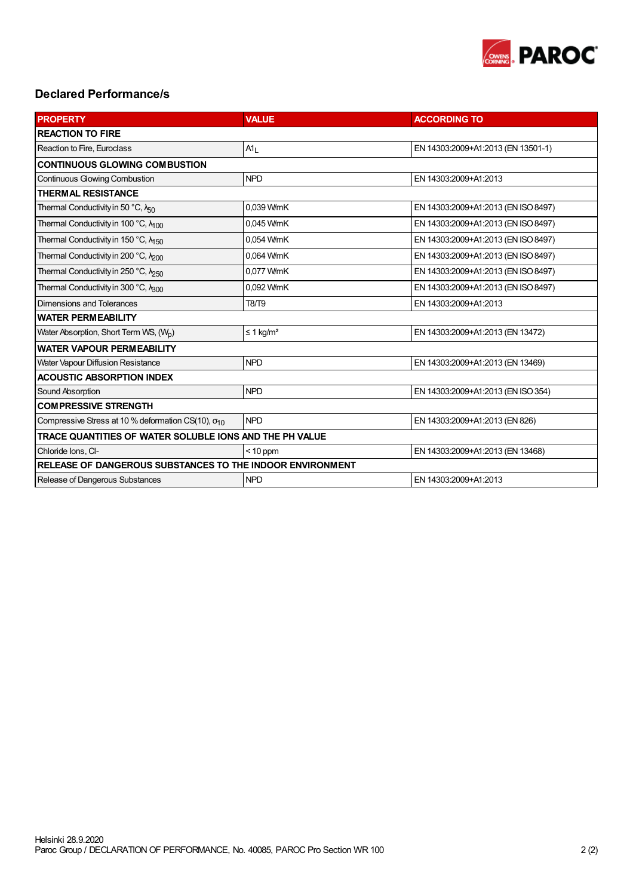## Declared Performance/s

| PROPERTY | VALUE | ACCORDING TO |
|---|---|---|
| **REACTION TO FIRE** | | |
| Reaction to Fire, Euroclass | $A1_L$ | EN 14303:2009+A1:2013 (EN 13501-1) |
| **CONTINUOUS GLOWING COMBUSTION** | | |
| Continuous Glowing Combustion | NPD | EN 14303:2009+A1:2013 |
| **THERMAL RESISTANCE** | | |
| Thermal Conductivity in 50 °C, $\lambda_{50}$ | 0,039 W/mK | EN 14303:2009+A1:2013 (EN ISO 8497) |
| Thermal Conductivity in 100 °C, $\lambda_{100}$ | 0,045 W/mK | EN 14303:2009+A1:2013 (EN ISO 8497) |
| Thermal Conductivity in 150 °C, $\lambda_{150}$ | 0,054 W/mK | EN 14303:2009+A1:2013 (EN ISO 8497) |
| Thermal Conductivity in 200 °C, $\lambda_{200}$ | 0,064 W/mK | EN 14303:2009+A1:2013 (EN ISO 8497) |
| Thermal Conductivity in 250 °C, $\lambda_{250}$ | 0,077 W/mK | EN 14303:2009+A1:2013 (EN ISO 8497) |
| Thermal Conductivity in 300 °C, $\lambda_{300}$ | 0,092 W/mK | EN 14303:2009+A1:2013 (EN ISO 8497) |
| Dimensions and Tolerances | T8/T9 | EN 14303:2009+A1:2013 |
| **WATER PERMEABILITY** | | |
| Water Absorption, Short Term WS, ($W_p$) | ≤ 1 kg/m² | EN 14303:2009+A1:2013 (EN 13472) |
| **WATER VAPOUR PERMEABILITY** | | |
| Water Vapour Diffusion Resistance | NPD | EN 14303:2009+A1:2013 (EN 13469) |
| **ACOUSTIC ABSORPTION INDEX** | | |
| Sound Absorption | NPD | EN 14303:2009+A1:2013 (EN ISO 354) |
| **COMPRESSIVE STRENGTH** | | |
| Compressive Stress at 10 % deformation CS(10), $\sigma_{10}$ | NPD | EN 14303:2009+A1:2013 (EN 826) |
| **TRACE QUANTITIES OF WATER SOLUBLE IONS AND THE PH VALUE** | | |
| Chloride Ions, Cl- | < 10 ppm | EN 14303:2009+A1:2013 (EN 13468) |
| **RELEASE OF DANGEROUS SUBSTANCES TO THE INDOOR ENVIRONMENT** | | |
| Release of Dangerous Substances | NPD | EN 14303:2009+A1:2013 |

Helsinki 28.9.2020
Paroc Group / DECLARATION OF PERFORMANCE, No. 40085, PAROC Pro Section WR 100